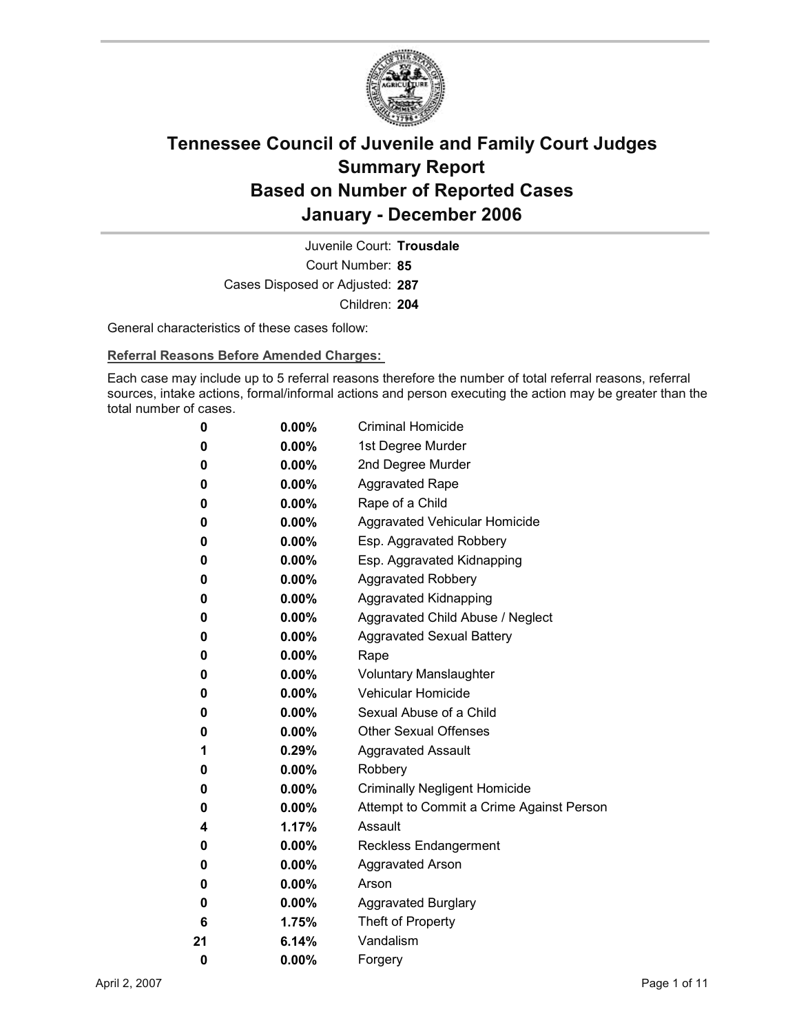# Tennessee Council of Juvenile and Family Court Judges
# Summary Report
# Based on Number of Reported Cases
# January - December 2006

Juvenile Court: **Trousdale**

Court Number: **85**

Cases Disposed or Adjusted: **287**

Children: **204**

General characteristics of these cases follow:

**Referral Reasons Before Amended Charges:**

Each case may include up to 5 referral reasons therefore the number of total referral reasons, referral sources, intake actions, formal/informal actions and person executing the action may be greater than the total number of cases.

| | | |
|---|---|---|
| 0 | 0.00% | Criminal Homicide |
| 0 | 0.00% | 1st Degree Murder |
| 0 | 0.00% | 2nd Degree Murder |
| 0 | 0.00% | Aggravated Rape |
| 0 | 0.00% | Rape of a Child |
| 0 | 0.00% | Aggravated Vehicular Homicide |
| 0 | 0.00% | Esp. Aggravated Robbery |
| 0 | 0.00% | Esp. Aggravated Kidnapping |
| 0 | 0.00% | Aggravated Robbery |
| 0 | 0.00% | Aggravated Kidnapping |
| 0 | 0.00% | Aggravated Child Abuse / Neglect |
| 0 | 0.00% | Aggravated Sexual Battery |
| 0 | 0.00% | Rape |
| 0 | 0.00% | Voluntary Manslaughter |
| 0 | 0.00% | Vehicular Homicide |
| 0 | 0.00% | Sexual Abuse of a Child |
| 0 | 0.00% | Other Sexual Offenses |
| 1 | 0.29% | Aggravated Assault |
| 0 | 0.00% | Robbery |
| 0 | 0.00% | Criminally Negligent Homicide |
| 0 | 0.00% | Attempt to Commit a Crime Against Person |
| 4 | 1.17% | Assault |
| 0 | 0.00% | Reckless Endangerment |
| 0 | 0.00% | Aggravated Arson |
| 0 | 0.00% | Arson |
| 0 | 0.00% | Aggravated Burglary |
| 6 | 1.75% | Theft of Property |
| 21 | 6.14% | Vandalism |
| 0 | 0.00% | Forgery |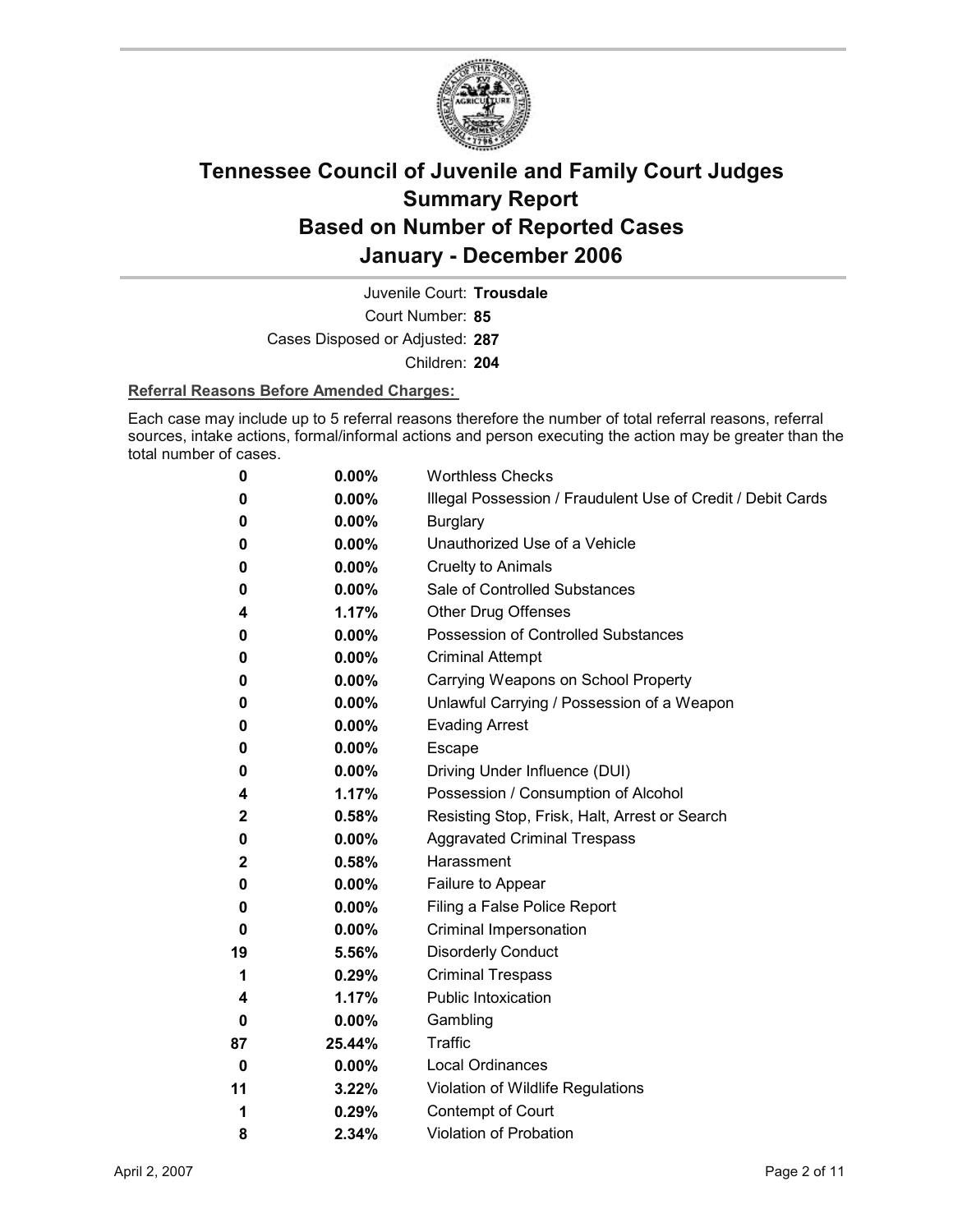# Tennessee Council of Juvenile and Family Court Judges
# Summary Report
# Based on Number of Reported Cases
# January - December 2006

Juvenile Court: **Trousdale**

Court Number: **85**

Cases Disposed or Adjusted: **287**

Children: **204**

**Referral Reasons Before Amended Charges:**

Each case may include up to 5 referral reasons therefore the number of total referral reasons, referral sources, intake actions, formal/informal actions and person executing the action may be greater than the total number of cases.

| Count | Percent | Referral Reason |
|---|---|---|
| 0 | 0.00% | Worthless Checks |
| 0 | 0.00% | Illegal Possession / Fraudulent Use of Credit / Debit Cards |
| 0 | 0.00% | Burglary |
| 0 | 0.00% | Unauthorized Use of a Vehicle |
| 0 | 0.00% | Cruelty to Animals |
| 0 | 0.00% | Sale of Controlled Substances |
| 4 | 1.17% | Other Drug Offenses |
| 0 | 0.00% | Possession of Controlled Substances |
| 0 | 0.00% | Criminal Attempt |
| 0 | 0.00% | Carrying Weapons on School Property |
| 0 | 0.00% | Unlawful Carrying / Possession of a Weapon |
| 0 | 0.00% | Evading Arrest |
| 0 | 0.00% | Escape |
| 0 | 0.00% | Driving Under Influence (DUI) |
| 4 | 1.17% | Possession / Consumption of Alcohol |
| 2 | 0.58% | Resisting Stop, Frisk, Halt, Arrest or Search |
| 0 | 0.00% | Aggravated Criminal Trespass |
| 2 | 0.58% | Harassment |
| 0 | 0.00% | Failure to Appear |
| 0 | 0.00% | Filing a False Police Report |
| 0 | 0.00% | Criminal Impersonation |
| 19 | 5.56% | Disorderly Conduct |
| 1 | 0.29% | Criminal Trespass |
| 4 | 1.17% | Public Intoxication |
| 0 | 0.00% | Gambling |
| 87 | 25.44% | Traffic |
| 0 | 0.00% | Local Ordinances |
| 11 | 3.22% | Violation of Wildlife Regulations |
| 1 | 0.29% | Contempt of Court |
| 8 | 2.34% | Violation of Probation |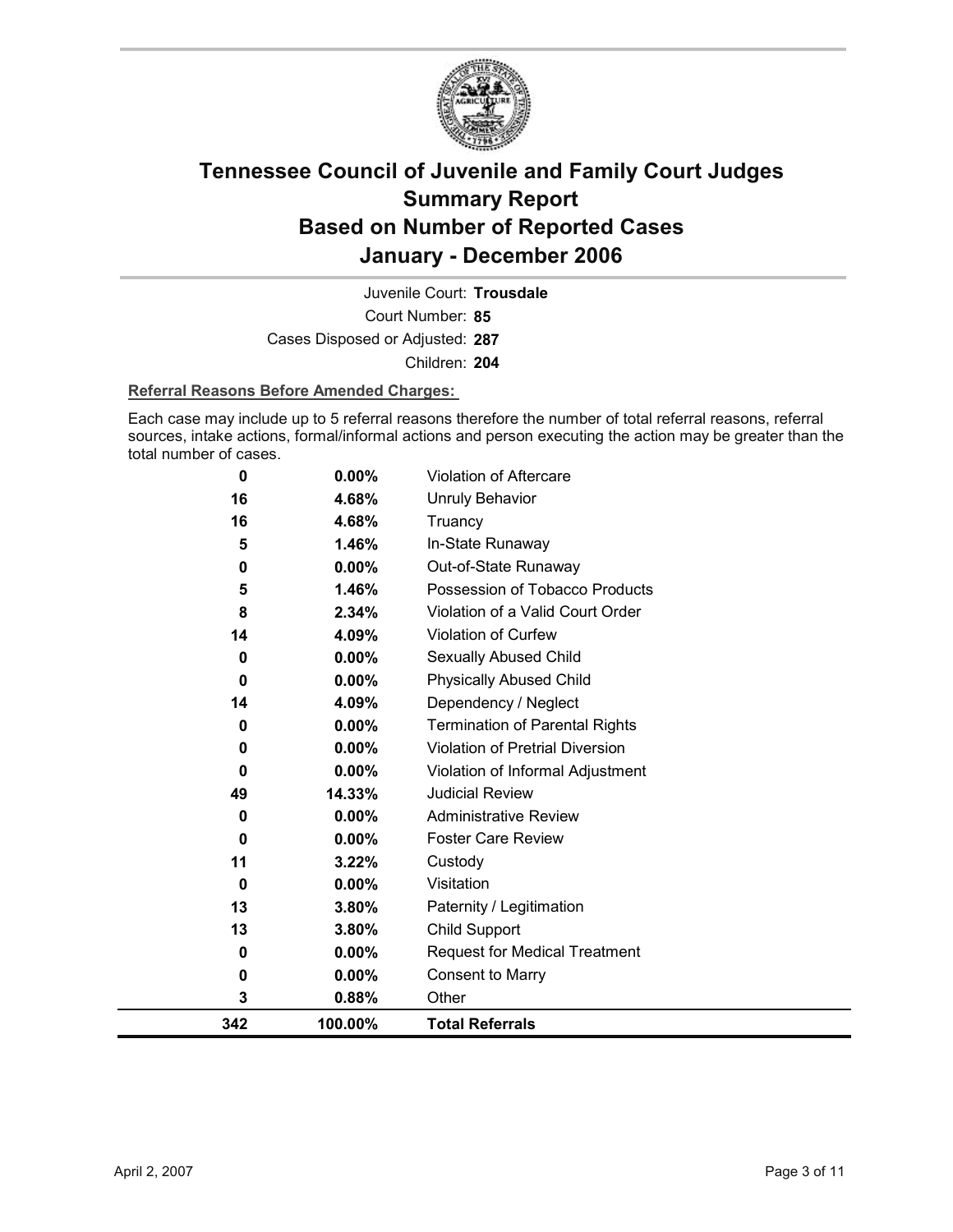# Tennessee Council of Juvenile and Family Court Judges
## Summary Report
## Based on Number of Reported Cases
## January - December 2006

Juvenile Court: **Trousdale**

Court Number: **85**

Cases Disposed or Adjusted: **287**

Children: **204**

**Referral Reasons Before Amended Charges:**

Each case may include up to 5 referral reasons therefore the number of total referral reasons, referral sources, intake actions, formal/informal actions and person executing the action may be greater than the total number of cases.

| Count | Percent | Referral Reason |
|---|---|---|
| 0 | 0.00% | Violation of Aftercare |
| 16 | 4.68% | Unruly Behavior |
| 16 | 4.68% | Truancy |
| 5 | 1.46% | In-State Runaway |
| 0 | 0.00% | Out-of-State Runaway |
| 5 | 1.46% | Possession of Tobacco Products |
| 8 | 2.34% | Violation of a Valid Court Order |
| 14 | 4.09% | Violation of Curfew |
| 0 | 0.00% | Sexually Abused Child |
| 0 | 0.00% | Physically Abused Child |
| 14 | 4.09% | Dependency / Neglect |
| 0 | 0.00% | Termination of Parental Rights |
| 0 | 0.00% | Violation of Pretrial Diversion |
| 0 | 0.00% | Violation of Informal Adjustment |
| 49 | 14.33% | Judicial Review |
| 0 | 0.00% | Administrative Review |
| 0 | 0.00% | Foster Care Review |
| 11 | 3.22% | Custody |
| 0 | 0.00% | Visitation |
| 13 | 3.80% | Paternity / Legitimation |
| 13 | 3.80% | Child Support |
| 0 | 0.00% | Request for Medical Treatment |
| 0 | 0.00% | Consent to Marry |
| 3 | 0.88% | Other |
| **342** | **100.00%** | **Total Referrals** |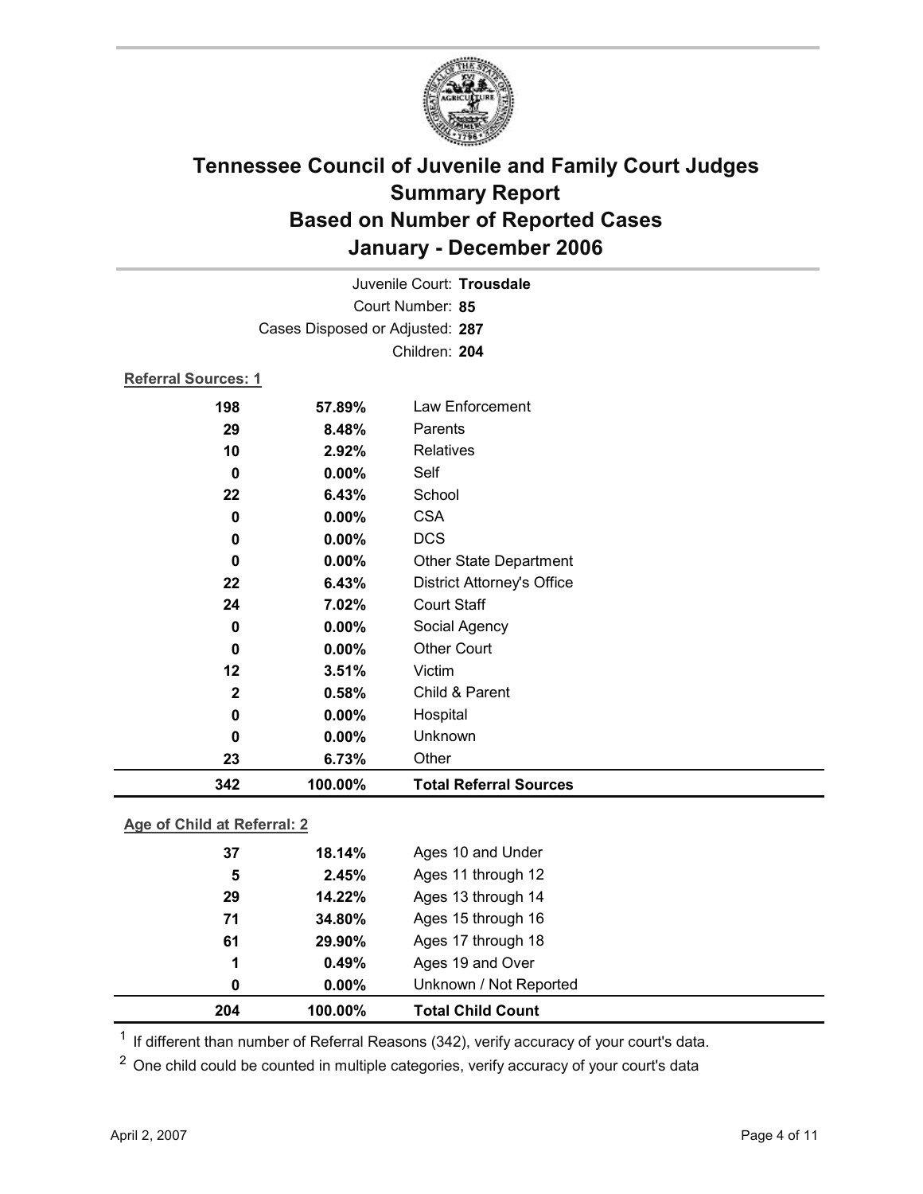# Tennessee Council of Juvenile and Family Court Judges
## Summary Report
## Based on Number of Reported Cases
## January - December 2006

Juvenile Court: **Trousdale**
Court Number: **85**
Cases Disposed or Adjusted: **287**
Children: **204**

**Referral Sources: 1**

| | | |
|---|---|---|
| 198 | 57.89% | Law Enforcement |
| 29 | 8.48% | Parents |
| 10 | 2.92% | Relatives |
| 0 | 0.00% | Self |
| 22 | 6.43% | School |
| 0 | 0.00% | CSA |
| 0 | 0.00% | DCS |
| 0 | 0.00% | Other State Department |
| 22 | 6.43% | District Attorney's Office |
| 24 | 7.02% | Court Staff |
| 0 | 0.00% | Social Agency |
| 0 | 0.00% | Other Court |
| 12 | 3.51% | Victim |
| 2 | 0.58% | Child & Parent |
| 0 | 0.00% | Hospital |
| 0 | 0.00% | Unknown |
| 23 | 6.73% | Other |
| **342** | **100.00%** | **Total Referral Sources** |

**Age of Child at Referral: 2**

| | | |
|---|---|---|
| 37 | 18.14% | Ages 10 and Under |
| 5 | 2.45% | Ages 11 through 12 |
| 29 | 14.22% | Ages 13 through 14 |
| 71 | 34.80% | Ages 15 through 16 |
| 61 | 29.90% | Ages 17 through 18 |
| 1 | 0.49% | Ages 19 and Over |
| 0 | 0.00% | Unknown / Not Reported |
| **204** | **100.00%** | **Total Child Count** |

[1] If different than number of Referral Reasons (342), verify accuracy of your court's data.

[2] One child could be counted in multiple categories, verify accuracy of your court's data

April 2, 2007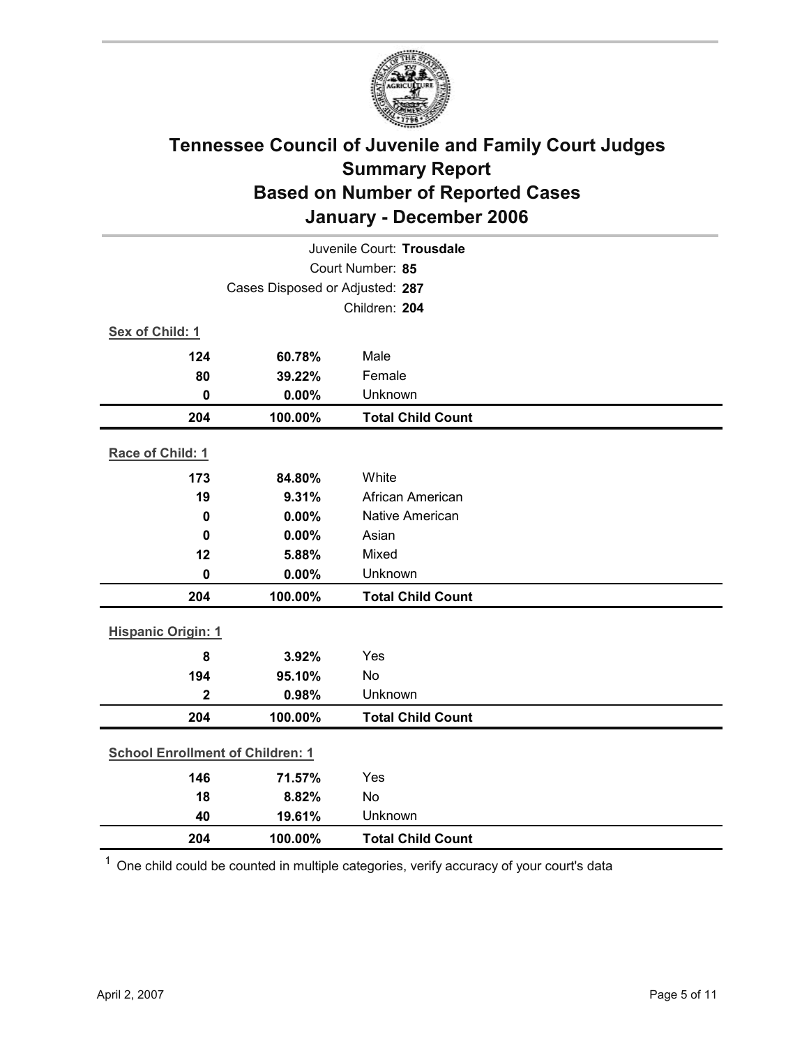# Tennessee Council of Juvenile and Family Court Judges
## Summary Report
## Based on Number of Reported Cases
## January - December 2006

Juvenile Court: **Trousdale**

Court Number: **85**

Cases Disposed or Adjusted: **287**

Children: **204**

**Sex of Child: 1**

| | | |
|---|---|---|
| **124** | **60.78%** | Male |
| **80** | **39.22%** | Female |
| **0** | **0.00%** | Unknown |
| **204** | **100.00%** | **Total Child Count** |

**Race of Child: 1**

| | | |
|---|---|---|
| **173** | **84.80%** | White |
| **19** | **9.31%** | African American |
| **0** | **0.00%** | Native American |
| **0** | **0.00%** | Asian |
| **12** | **5.88%** | Mixed |
| **0** | **0.00%** | Unknown |
| **204** | **100.00%** | **Total Child Count** |

**Hispanic Origin: 1**

| | | |
|---|---|---|
| **8** | **3.92%** | Yes |
| **194** | **95.10%** | No |
| **2** | **0.98%** | Unknown |
| **204** | **100.00%** | **Total Child Count** |

**School Enrollment of Children: 1**

| | | |
|---|---|---|
| **146** | **71.57%** | Yes |
| **18** | **8.82%** | No |
| **40** | **19.61%** | Unknown |
| **204** | **100.00%** | **Total Child Count** |

[1] One child could be counted in multiple categories, verify accuracy of your court's data

April 2, 2007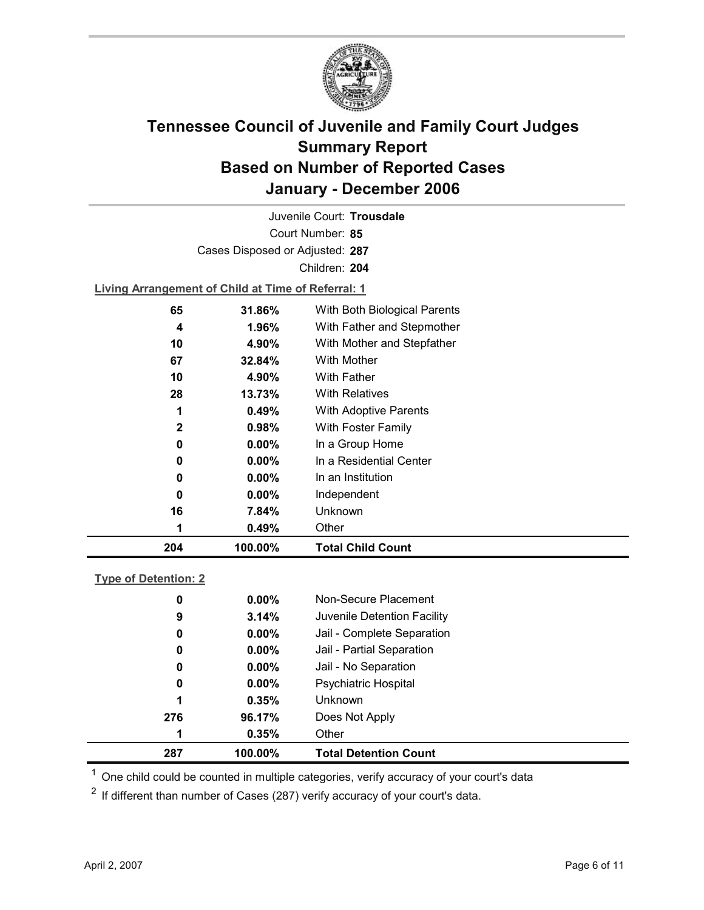# Tennessee Council of Juvenile and Family Court Judges
## Summary Report
## Based on Number of Reported Cases
## January - December 2006

Juvenile Court: **Trousdale**

Court Number: **85**

Cases Disposed or Adjusted: **287**

Children: **204**

**Living Arrangement of Child at Time of Referral: 1**

| | | |
|---|---|---|
| 65 | 31.86% | With Both Biological Parents |
| 4 | 1.96% | With Father and Stepmother |
| 10 | 4.90% | With Mother and Stepfather |
| 67 | 32.84% | With Mother |
| 10 | 4.90% | With Father |
| 28 | 13.73% | With Relatives |
| 1 | 0.49% | With Adoptive Parents |
| 2 | 0.98% | With Foster Family |
| 0 | 0.00% | In a Group Home |
| 0 | 0.00% | In a Residential Center |
| 0 | 0.00% | In an Institution |
| 0 | 0.00% | Independent |
| 16 | 7.84% | Unknown |
| 1 | 0.49% | Other |
| **204** | **100.00%** | **Total Child Count** |

**Type of Detention: 2**

| | | |
|---|---|---|
| 0 | 0.00% | Non-Secure Placement |
| 9 | 3.14% | Juvenile Detention Facility |
| 0 | 0.00% | Jail - Complete Separation |
| 0 | 0.00% | Jail - Partial Separation |
| 0 | 0.00% | Jail - No Separation |
| 0 | 0.00% | Psychiatric Hospital |
| 1 | 0.35% | Unknown |
| 276 | 96.17% | Does Not Apply |
| 1 | 0.35% | Other |
| **287** | **100.00%** | **Total Detention Count** |

[1] One child could be counted in multiple categories, verify accuracy of your court's data

[2] If different than number of Cases (287) verify accuracy of your court's data.

April 2, 2007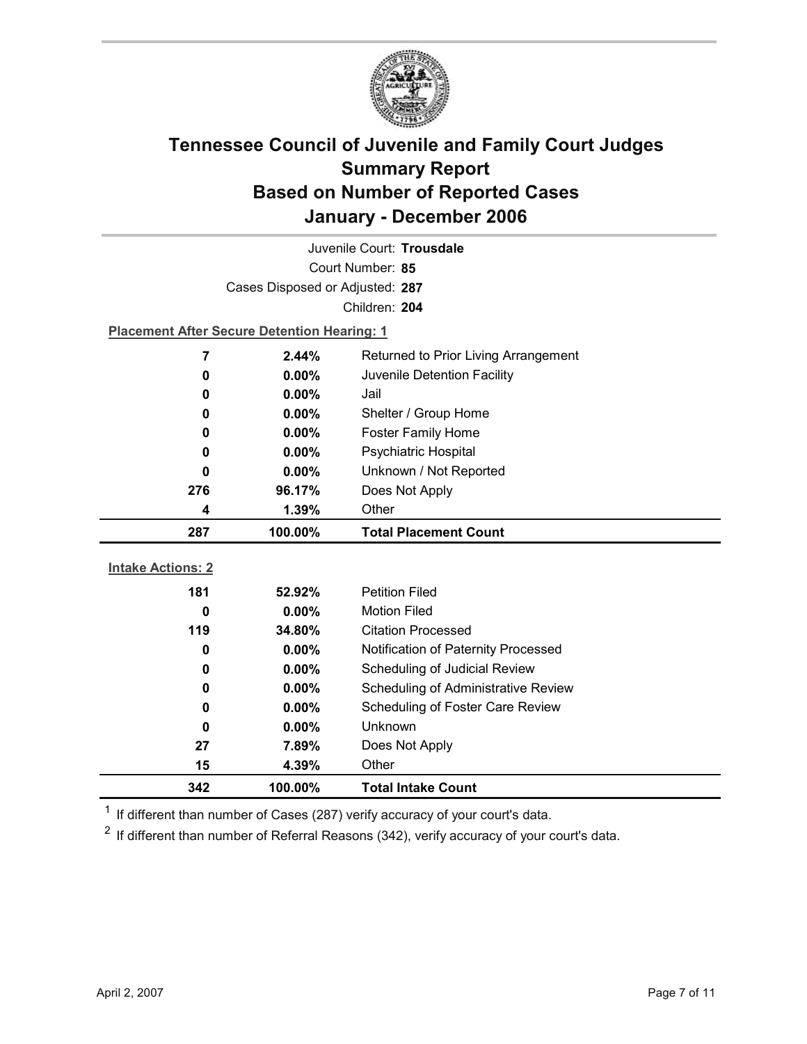# Tennessee Council of Juvenile and Family Court Judges
# Summary Report
# Based on Number of Reported Cases
# January - December 2006

Juvenile Court: **Trousdale**

Court Number: **85**

Cases Disposed or Adjusted: **287**

Children: **204**

**Placement After Secure Detention Hearing: 1**

| Count | Percent | Placement |
|---|---|---|
| 7 | 2.44% | Returned to Prior Living Arrangement |
| 0 | 0.00% | Juvenile Detention Facility |
| 0 | 0.00% | Jail |
| 0 | 0.00% | Shelter / Group Home |
| 0 | 0.00% | Foster Family Home |
| 0 | 0.00% | Psychiatric Hospital |
| 0 | 0.00% | Unknown / Not Reported |
| 276 | 96.17% | Does Not Apply |
| 4 | 1.39% | Other |
| **287** | **100.00%** | **Total Placement Count** |

**Intake Actions: 2**

| Count | Percent | Intake Action |
|---|---|---|
| 181 | 52.92% | Petition Filed |
| 0 | 0.00% | Motion Filed |
| 119 | 34.80% | Citation Processed |
| 0 | 0.00% | Notification of Paternity Processed |
| 0 | 0.00% | Scheduling of Judicial Review |
| 0 | 0.00% | Scheduling of Administrative Review |
| 0 | 0.00% | Scheduling of Foster Care Review |
| 0 | 0.00% | Unknown |
| 27 | 7.89% | Does Not Apply |
| 15 | 4.39% | Other |
| **342** | **100.00%** | **Total Intake Count** |

[1] If different than number of Cases (287) verify accuracy of your court's data.

[2] If different than number of Referral Reasons (342), verify accuracy of your court's data.

April 2, 2007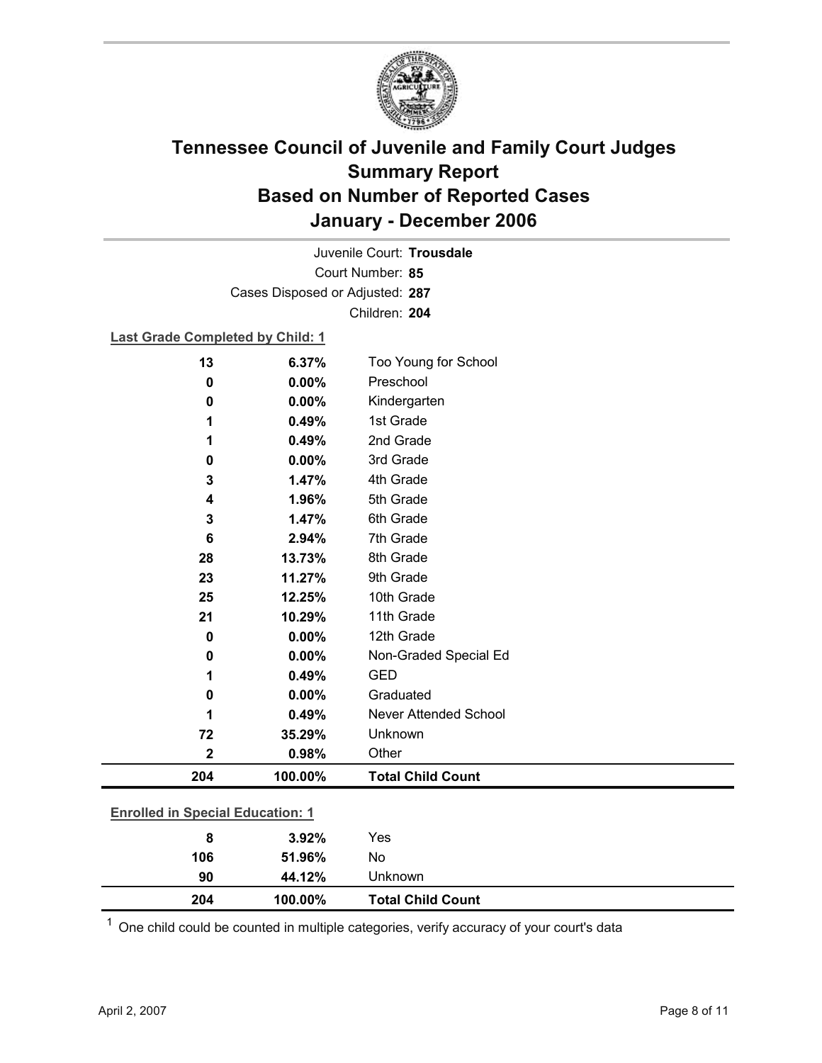# Tennessee Council of Juvenile and Family Court Judges Summary Report Based on Number of Reported Cases January - December 2006

Juvenile Court: **Trousdale**

Court Number: **85**

Cases Disposed or Adjusted: **287**

Children: **204**

**Last Grade Completed by Child: 1**

| Count | Percent | Category |
|---|---|---|
| 13 | 6.37% | Too Young for School |
| 0 | 0.00% | Preschool |
| 0 | 0.00% | Kindergarten |
| 1 | 0.49% | 1st Grade |
| 1 | 0.49% | 2nd Grade |
| 0 | 0.00% | 3rd Grade |
| 3 | 1.47% | 4th Grade |
| 4 | 1.96% | 5th Grade |
| 3 | 1.47% | 6th Grade |
| 6 | 2.94% | 7th Grade |
| 28 | 13.73% | 8th Grade |
| 23 | 11.27% | 9th Grade |
| 25 | 12.25% | 10th Grade |
| 21 | 10.29% | 11th Grade |
| 0 | 0.00% | 12th Grade |
| 0 | 0.00% | Non-Graded Special Ed |
| 1 | 0.49% | GED |
| 0 | 0.00% | Graduated |
| 1 | 0.49% | Never Attended School |
| 72 | 35.29% | Unknown |
| 2 | 0.98% | Other |
| **204** | **100.00%** | **Total Child Count** |

**Enrolled in Special Education: 1**

| Count | Percent | Category |
|---|---|---|
| 8 | 3.92% | Yes |
| 106 | 51.96% | No |
| 90 | 44.12% | Unknown |
| **204** | **100.00%** | **Total Child Count** |

[1] One child could be counted in multiple categories, verify accuracy of your court's data

April 2, 2007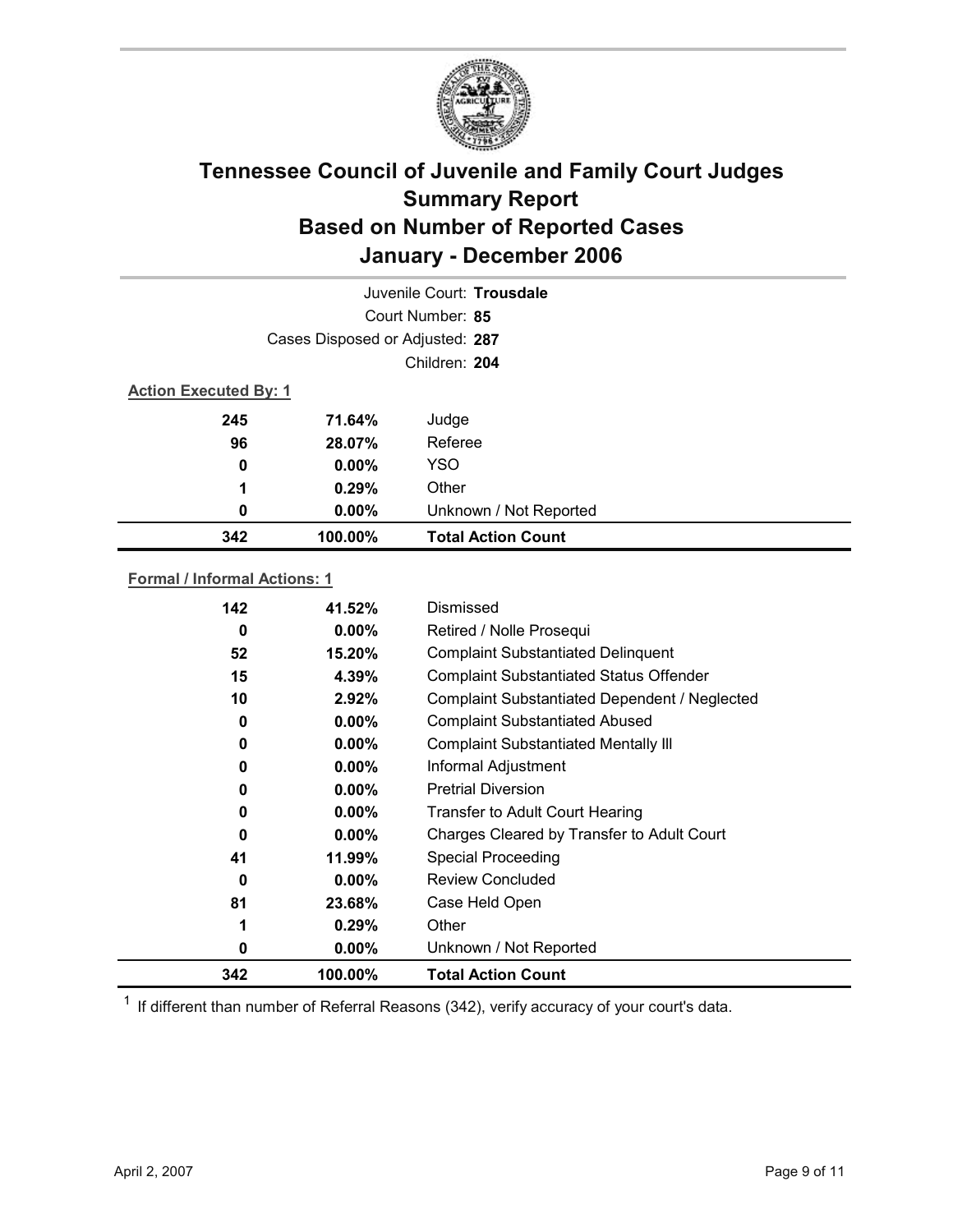# Tennessee Council of Juvenile and Family Court Judges
## Summary Report
## Based on Number of Reported Cases
## January - December 2006

Juvenile Court: **Trousdale**

Court Number: **85**

Cases Disposed or Adjusted: **287**

Children: **204**

**Action Executed By: 1**

| Count | Percent | Action |
|---|---|---|
| 245 | 71.64% | Judge |
| 96 | 28.07% | Referee |
| 0 | 0.00% | YSO |
| 1 | 0.29% | Other |
| 0 | 0.00% | Unknown / Not Reported |
| **342** | **100.00%** | **Total Action Count** |

**Formal / Informal Actions: 1**

| Count | Percent | Action |
|---|---|---|
| 142 | 41.52% | Dismissed |
| 0 | 0.00% | Retired / Nolle Prosequi |
| 52 | 15.20% | Complaint Substantiated Delinquent |
| 15 | 4.39% | Complaint Substantiated Status Offender |
| 10 | 2.92% | Complaint Substantiated Dependent / Neglected |
| 0 | 0.00% | Complaint Substantiated Abused |
| 0 | 0.00% | Complaint Substantiated Mentally Ill |
| 0 | 0.00% | Informal Adjustment |
| 0 | 0.00% | Pretrial Diversion |
| 0 | 0.00% | Transfer to Adult Court Hearing |
| 0 | 0.00% | Charges Cleared by Transfer to Adult Court |
| 41 | 11.99% | Special Proceeding |
| 0 | 0.00% | Review Concluded |
| 81 | 23.68% | Case Held Open |
| 1 | 0.29% | Other |
| 0 | 0.00% | Unknown / Not Reported |
| **342** | **100.00%** | **Total Action Count** |

[1] If different than number of Referral Reasons (342), verify accuracy of your court's data.

April 2, 2007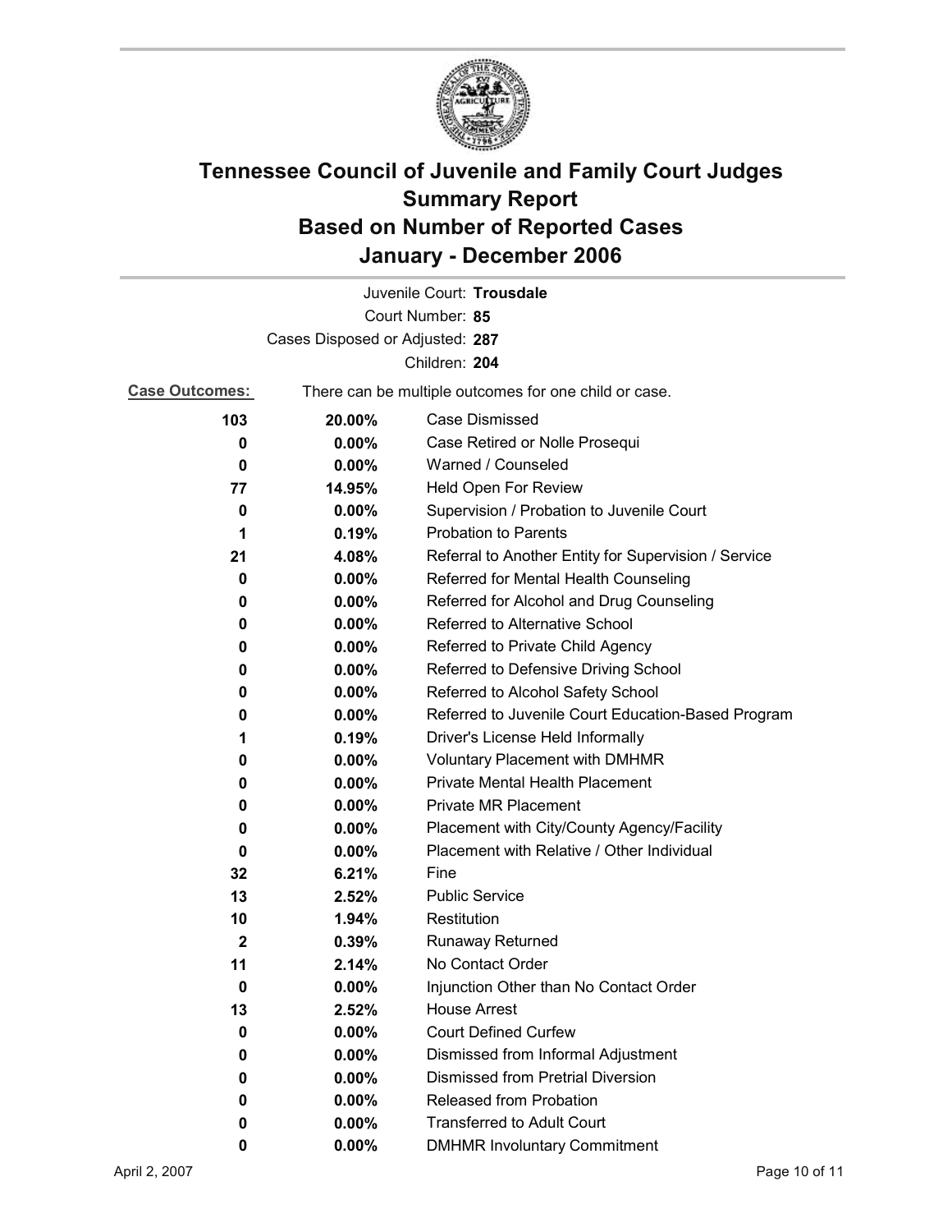# Tennessee Council of Juvenile and Family Court Judges
## Summary Report
## Based on Number of Reported Cases
## January - December 2006

Juvenile Court: **Trousdale**

Court Number: **85**

Cases Disposed or Adjusted: **287**

Children: **204**

**Case Outcomes:** There can be multiple outcomes for one child or case.

| Count | Percent | Outcome |
|---|---|---|
| **103** | **20.00%** | Case Dismissed |
| **0** | **0.00%** | Case Retired or Nolle Prosequi |
| **0** | **0.00%** | Warned / Counseled |
| **77** | **14.95%** | Held Open For Review |
| **0** | **0.00%** | Supervision / Probation to Juvenile Court |
| **1** | **0.19%** | Probation to Parents |
| **21** | **4.08%** | Referral to Another Entity for Supervision / Service |
| **0** | **0.00%** | Referred for Mental Health Counseling |
| **0** | **0.00%** | Referred for Alcohol and Drug Counseling |
| **0** | **0.00%** | Referred to Alternative School |
| **0** | **0.00%** | Referred to Private Child Agency |
| **0** | **0.00%** | Referred to Defensive Driving School |
| **0** | **0.00%** | Referred to Alcohol Safety School |
| **0** | **0.00%** | Referred to Juvenile Court Education-Based Program |
| **1** | **0.19%** | Driver's License Held Informally |
| **0** | **0.00%** | Voluntary Placement with DMHMR |
| **0** | **0.00%** | Private Mental Health Placement |
| **0** | **0.00%** | Private MR Placement |
| **0** | **0.00%** | Placement with City/County Agency/Facility |
| **0** | **0.00%** | Placement with Relative / Other Individual |
| **32** | **6.21%** | Fine |
| **13** | **2.52%** | Public Service |
| **10** | **1.94%** | Restitution |
| **2** | **0.39%** | Runaway Returned |
| **11** | **2.14%** | No Contact Order |
| **0** | **0.00%** | Injunction Other than No Contact Order |
| **13** | **2.52%** | House Arrest |
| **0** | **0.00%** | Court Defined Curfew |
| **0** | **0.00%** | Dismissed from Informal Adjustment |
| **0** | **0.00%** | Dismissed from Pretrial Diversion |
| **0** | **0.00%** | Released from Probation |
| **0** | **0.00%** | Transferred to Adult Court |
| **0** | **0.00%** | DMHMR Involuntary Commitment |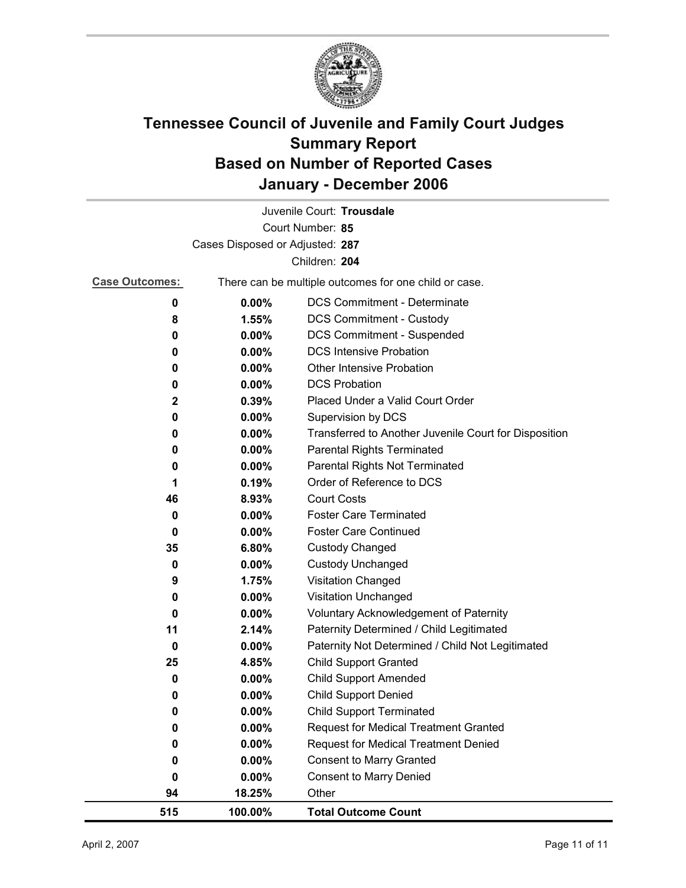# Tennessee Council of Juvenile and Family Court Judges
# Summary Report
# Based on Number of Reported Cases
# January - December 2006

Juvenile Court: **Trousdale**

Court Number: **85**

Cases Disposed or Adjusted: **287**

Children: **204**

**Case Outcomes:** There can be multiple outcomes for one child or case.

| | | |
|---|---|---|
| 0 | 0.00% | DCS Commitment - Determinate |
| 8 | 1.55% | DCS Commitment - Custody |
| 0 | 0.00% | DCS Commitment - Suspended |
| 0 | 0.00% | DCS Intensive Probation |
| 0 | 0.00% | Other Intensive Probation |
| 0 | 0.00% | DCS Probation |
| 2 | 0.39% | Placed Under a Valid Court Order |
| 0 | 0.00% | Supervision by DCS |
| 0 | 0.00% | Transferred to Another Juvenile Court for Disposition |
| 0 | 0.00% | Parental Rights Terminated |
| 0 | 0.00% | Parental Rights Not Terminated |
| 1 | 0.19% | Order of Reference to DCS |
| 46 | 8.93% | Court Costs |
| 0 | 0.00% | Foster Care Terminated |
| 0 | 0.00% | Foster Care Continued |
| 35 | 6.80% | Custody Changed |
| 0 | 0.00% | Custody Unchanged |
| 9 | 1.75% | Visitation Changed |
| 0 | 0.00% | Visitation Unchanged |
| 0 | 0.00% | Voluntary Acknowledgement of Paternity |
| 11 | 2.14% | Paternity Determined / Child Legitimated |
| 0 | 0.00% | Paternity Not Determined / Child Not Legitimated |
| 25 | 4.85% | Child Support Granted |
| 0 | 0.00% | Child Support Amended |
| 0 | 0.00% | Child Support Denied |
| 0 | 0.00% | Child Support Terminated |
| 0 | 0.00% | Request for Medical Treatment Granted |
| 0 | 0.00% | Request for Medical Treatment Denied |
| 0 | 0.00% | Consent to Marry Granted |
| 0 | 0.00% | Consent to Marry Denied |
| 94 | 18.25% | Other |
| **515** | **100.00%** | **Total Outcome Count** |

April 2, 2007